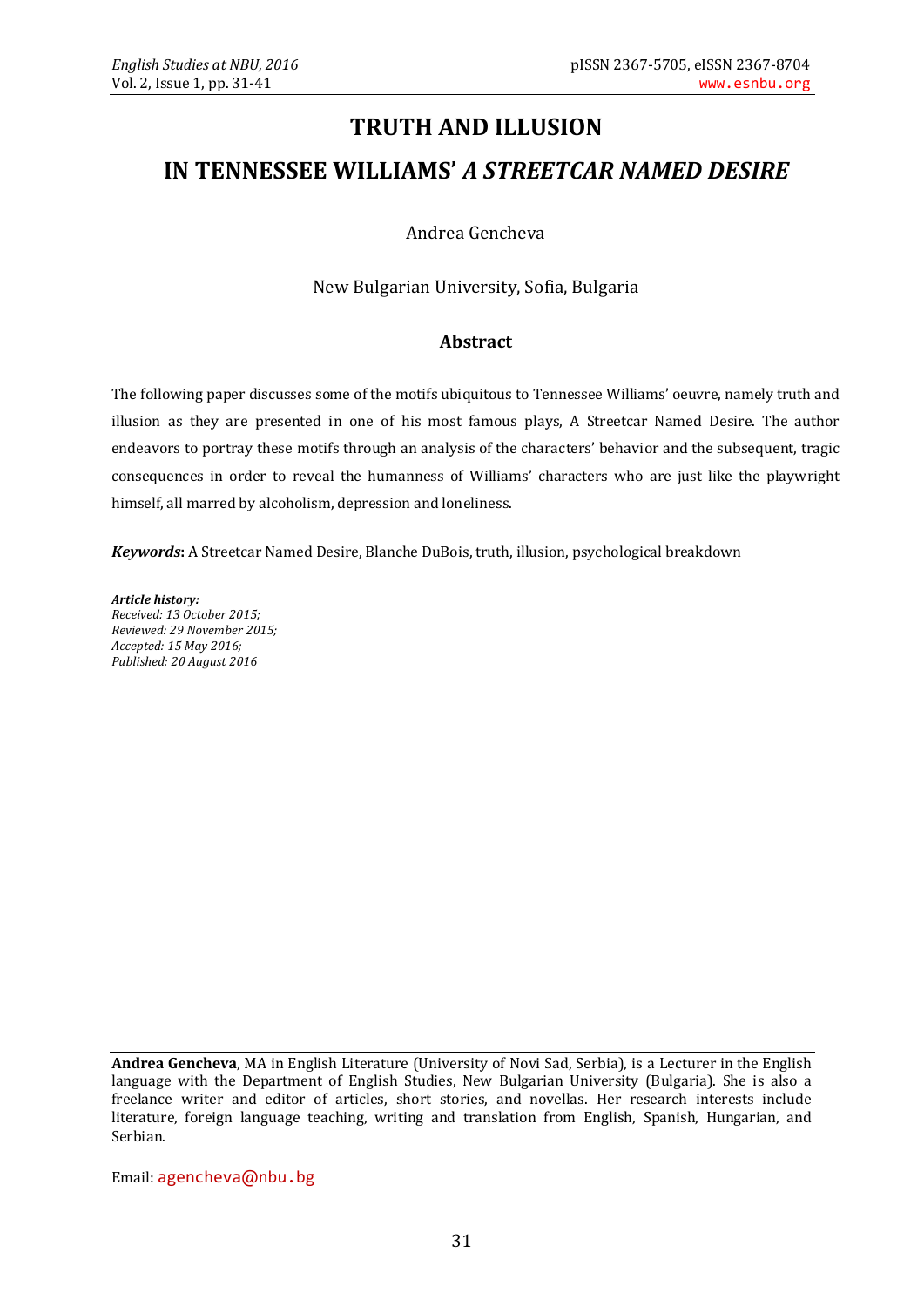# TRUTH AND ILLUSION

# IN TENNESSEE WILLIAMS' *A STREETCAR NAMED DESIRE*

Andrea Gencheva

New Bulgarian University, Sofia, Bulgaria

## Abstract

The following paper discusses some of the motifs ubiquitous to Tennessee Williams' oeuvre, namely truth and illusion as they are presented in one of his most famous plays, A Streetcar Named Desire. The author endeavors to portray these motifs through an analysis of the characters' behavior and the subsequent, tragic consequences in order to reveal the humanness of Williams' characters who are just like the playwright himself, all marred by alcoholism, depression and loneliness.

***Keywords*:** A Streetcar Named Desire, Blanche DuBois, truth, illusion, psychological breakdown

***Article history:***
*Received: 13 October 2015;*
*Reviewed: 29 November 2015;*
*Accepted: 15 May 2016;*
*Published: 20 August 2016*

---

**Andrea Gencheva**, MA in English Literature (University of Novi Sad, Serbia), is a Lecturer in the English language with the Department of English Studies, New Bulgarian University (Bulgaria). She is also a freelance writer and editor of articles, short stories, and novellas. Her research interests include literature, foreign language teaching, writing and translation from English, Spanish, Hungarian, and Serbian.

Email: agencheva@nbu.bg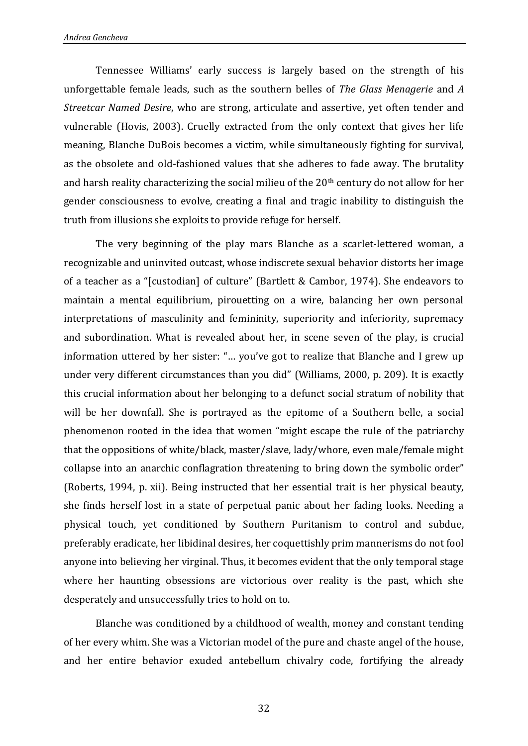Tennessee Williams' early success is largely based on the strength of his unforgettable female leads, such as the southern belles of *The Glass Menagerie* and *A Streetcar Named Desire*, who are strong, articulate and assertive, yet often tender and vulnerable (Hovis, 2003). Cruelly extracted from the only context that gives her life meaning, Blanche DuBois becomes a victim, while simultaneously fighting for survival, as the obsolete and old-fashioned values that she adheres to fade away. The brutality and harsh reality characterizing the social milieu of the 20th century do not allow for her gender consciousness to evolve, creating a final and tragic inability to distinguish the truth from illusions she exploits to provide refuge for herself.

The very beginning of the play mars Blanche as a scarlet-lettered woman, a recognizable and uninvited outcast, whose indiscrete sexual behavior distorts her image of a teacher as a "[custodian] of culture" (Bartlett & Cambor, 1974). She endeavors to maintain a mental equilibrium, pirouetting on a wire, balancing her own personal interpretations of masculinity and femininity, superiority and inferiority, supremacy and subordination. What is revealed about her, in scene seven of the play, is crucial information uttered by her sister: "… you've got to realize that Blanche and I grew up under very different circumstances than you did" (Williams, 2000, p. 209). It is exactly this crucial information about her belonging to a defunct social stratum of nobility that will be her downfall. She is portrayed as the epitome of a Southern belle, a social phenomenon rooted in the idea that women "might escape the rule of the patriarchy that the oppositions of white/black, master/slave, lady/whore, even male/female might collapse into an anarchic conflagration threatening to bring down the symbolic order" (Roberts, 1994, p. xii). Being instructed that her essential trait is her physical beauty, she finds herself lost in a state of perpetual panic about her fading looks. Needing a physical touch, yet conditioned by Southern Puritanism to control and subdue, preferably eradicate, her libidinal desires, her coquettishly prim mannerisms do not fool anyone into believing her virginal. Thus, it becomes evident that the only temporal stage where her haunting obsessions are victorious over reality is the past, which she desperately and unsuccessfully tries to hold on to.

Blanche was conditioned by a childhood of wealth, money and constant tending of her every whim. She was a Victorian model of the pure and chaste angel of the house, and her entire behavior exuded antebellum chivalry code, fortifying the already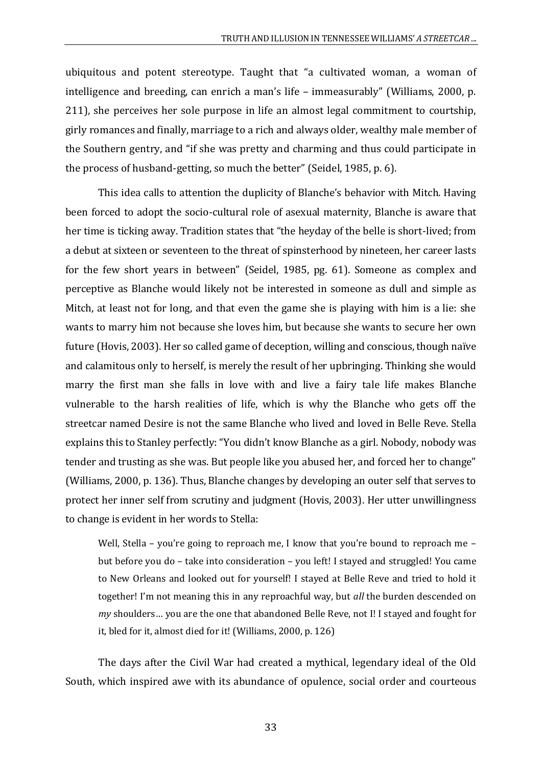ubiquitous and potent stereotype. Taught that "a cultivated woman, a woman of intelligence and breeding, can enrich a man's life – immeasurably" (Williams, 2000, p. 211), she perceives her sole purpose in life an almost legal commitment to courtship, girly romances and finally, marriage to a rich and always older, wealthy male member of the Southern gentry, and "if she was pretty and charming and thus could participate in the process of husband-getting, so much the better" (Seidel, 1985, p. 6).

This idea calls to attention the duplicity of Blanche's behavior with Mitch. Having been forced to adopt the socio-cultural role of asexual maternity, Blanche is aware that her time is ticking away. Tradition states that "the heyday of the belle is short-lived; from a debut at sixteen or seventeen to the threat of spinsterhood by nineteen, her career lasts for the few short years in between" (Seidel, 1985, pg. 61). Someone as complex and perceptive as Blanche would likely not be interested in someone as dull and simple as Mitch, at least not for long, and that even the game she is playing with him is a lie: she wants to marry him not because she loves him, but because she wants to secure her own future (Hovis, 2003). Her so called game of deception, willing and conscious, though naïve and calamitous only to herself, is merely the result of her upbringing. Thinking she would marry the first man she falls in love with and live a fairy tale life makes Blanche vulnerable to the harsh realities of life, which is why the Blanche who gets off the streetcar named Desire is not the same Blanche who lived and loved in Belle Reve. Stella explains this to Stanley perfectly: "You didn't know Blanche as a girl. Nobody, nobody was tender and trusting as she was. But people like you abused her, and forced her to change" (Williams, 2000, p. 136). Thus, Blanche changes by developing an outer self that serves to protect her inner self from scrutiny and judgment (Hovis, 2003). Her utter unwillingness to change is evident in her words to Stella:

> Well, Stella – you're going to reproach me, I know that you're bound to reproach me – but before you do – take into consideration – you left! I stayed and struggled! You came to New Orleans and looked out for yourself! I stayed at Belle Reve and tried to hold it together! I'm not meaning this in any reproachful way, but *all* the burden descended on *my* shoulders… you are the one that abandoned Belle Reve, not I! I stayed and fought for it, bled for it, almost died for it! (Williams, 2000, p. 126)

The days after the Civil War had created a mythical, legendary ideal of the Old South, which inspired awe with its abundance of opulence, social order and courteous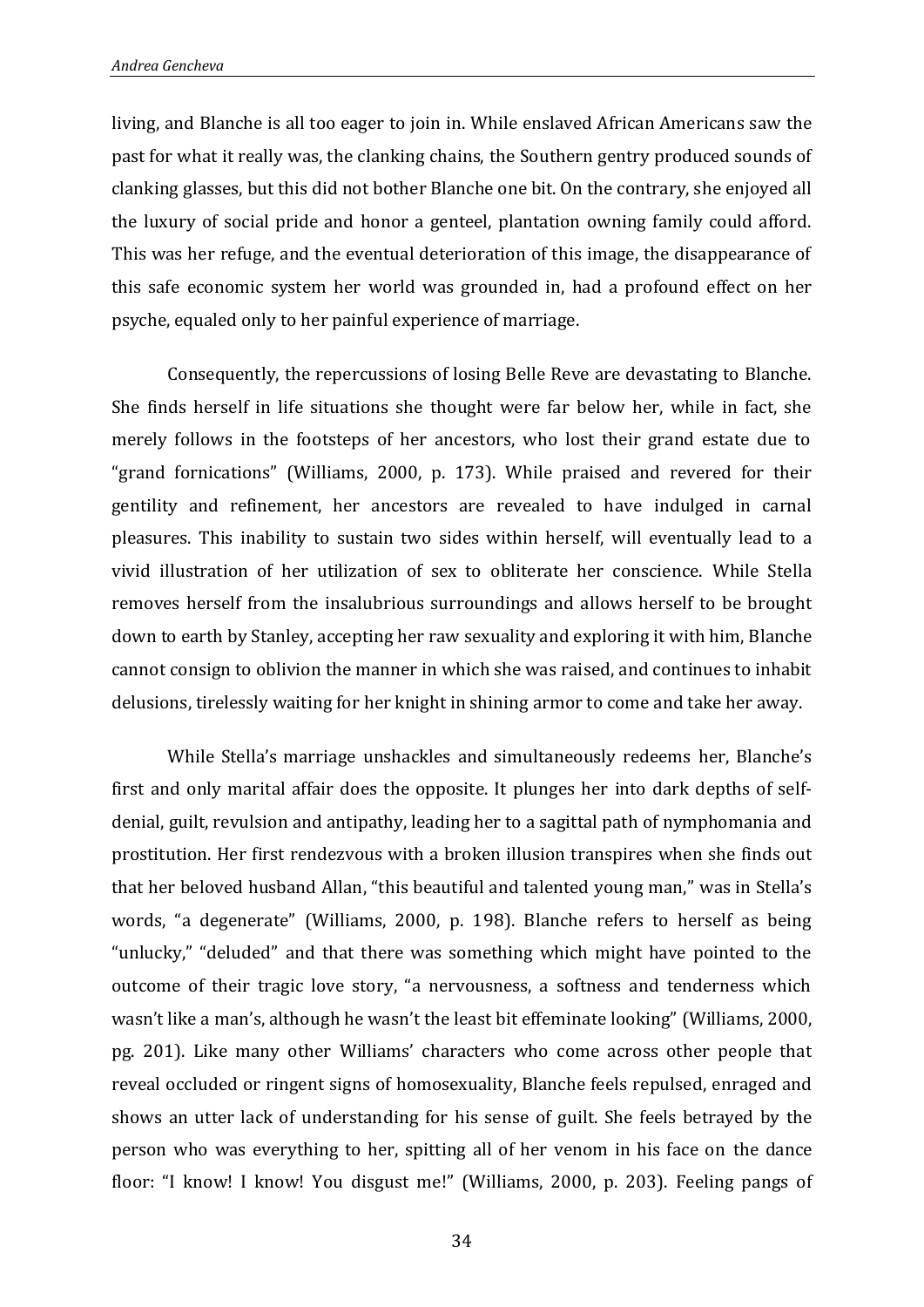living, and Blanche is all too eager to join in. While enslaved African Americans saw the past for what it really was, the clanking chains, the Southern gentry produced sounds of clanking glasses, but this did not bother Blanche one bit. On the contrary, she enjoyed all the luxury of social pride and honor a genteel, plantation owning family could afford. This was her refuge, and the eventual deterioration of this image, the disappearance of this safe economic system her world was grounded in, had a profound effect on her psyche, equaled only to her painful experience of marriage.

Consequently, the repercussions of losing Belle Reve are devastating to Blanche. She finds herself in life situations she thought were far below her, while in fact, she merely follows in the footsteps of her ancestors, who lost their grand estate due to "grand fornications" (Williams, 2000, p. 173). While praised and revered for their gentility and refinement, her ancestors are revealed to have indulged in carnal pleasures. This inability to sustain two sides within herself, will eventually lead to a vivid illustration of her utilization of sex to obliterate her conscience. While Stella removes herself from the insalubrious surroundings and allows herself to be brought down to earth by Stanley, accepting her raw sexuality and exploring it with him, Blanche cannot consign to oblivion the manner in which she was raised, and continues to inhabit delusions, tirelessly waiting for her knight in shining armor to come and take her away.

While Stella's marriage unshackles and simultaneously redeems her, Blanche's first and only marital affair does the opposite. It plunges her into dark depths of self-denial, guilt, revulsion and antipathy, leading her to a sagittal path of nymphomania and prostitution. Her first rendezvous with a broken illusion transpires when she finds out that her beloved husband Allan, "this beautiful and talented young man," was in Stella's words, "a degenerate" (Williams, 2000, p. 198). Blanche refers to herself as being "unlucky," "deluded" and that there was something which might have pointed to the outcome of their tragic love story, "a nervousness, a softness and tenderness which wasn't like a man's, although he wasn't the least bit effeminate looking" (Williams, 2000, pg. 201). Like many other Williams' characters who come across other people that reveal occluded or ringent signs of homosexuality, Blanche feels repulsed, enraged and shows an utter lack of understanding for his sense of guilt. She feels betrayed by the person who was everything to her, spitting all of her venom in his face on the dance floor: "I know! I know! You disgust me!" (Williams, 2000, p. 203). Feeling pangs of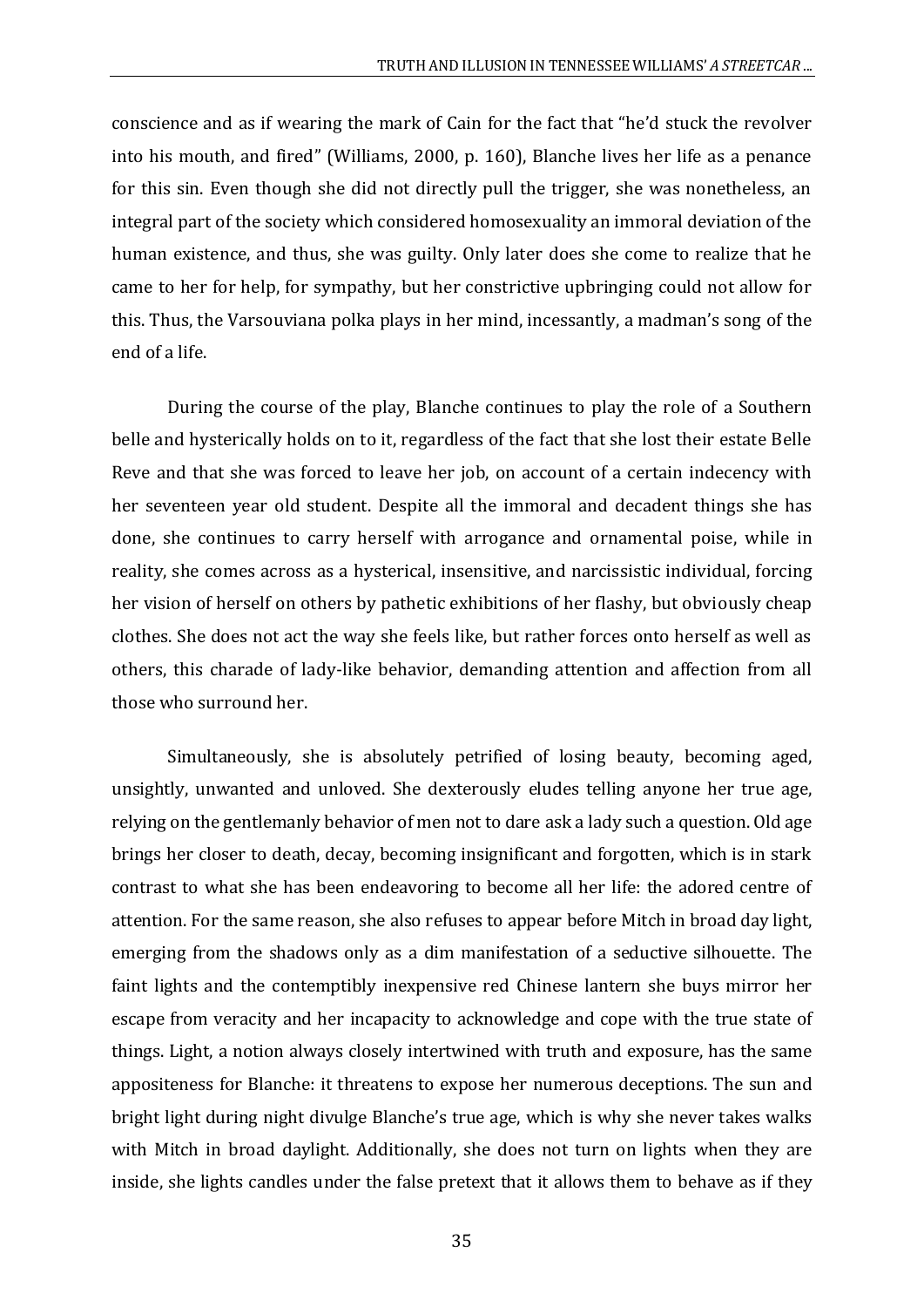conscience and as if wearing the mark of Cain for the fact that "he'd stuck the revolver into his mouth, and fired" (Williams, 2000, p. 160), Blanche lives her life as a penance for this sin. Even though she did not directly pull the trigger, she was nonetheless, an integral part of the society which considered homosexuality an immoral deviation of the human existence, and thus, she was guilty. Only later does she come to realize that he came to her for help, for sympathy, but her constrictive upbringing could not allow for this. Thus, the Varsouviana polka plays in her mind, incessantly, a madman's song of the end of a life.

During the course of the play, Blanche continues to play the role of a Southern belle and hysterically holds on to it, regardless of the fact that she lost their estate Belle Reve and that she was forced to leave her job, on account of a certain indecency with her seventeen year old student. Despite all the immoral and decadent things she has done, she continues to carry herself with arrogance and ornamental poise, while in reality, she comes across as a hysterical, insensitive, and narcissistic individual, forcing her vision of herself on others by pathetic exhibitions of her flashy, but obviously cheap clothes. She does not act the way she feels like, but rather forces onto herself as well as others, this charade of lady-like behavior, demanding attention and affection from all those who surround her.

Simultaneously, she is absolutely petrified of losing beauty, becoming aged, unsightly, unwanted and unloved. She dexterously eludes telling anyone her true age, relying on the gentlemanly behavior of men not to dare ask a lady such a question. Old age brings her closer to death, decay, becoming insignificant and forgotten, which is in stark contrast to what she has been endeavoring to become all her life: the adored centre of attention. For the same reason, she also refuses to appear before Mitch in broad day light, emerging from the shadows only as a dim manifestation of a seductive silhouette. The faint lights and the contemptibly inexpensive red Chinese lantern she buys mirror her escape from veracity and her incapacity to acknowledge and cope with the true state of things. Light, a notion always closely intertwined with truth and exposure, has the same appositeness for Blanche: it threatens to expose her numerous deceptions. The sun and bright light during night divulge Blanche's true age, which is why she never takes walks with Mitch in broad daylight. Additionally, she does not turn on lights when they are inside, she lights candles under the false pretext that it allows them to behave as if they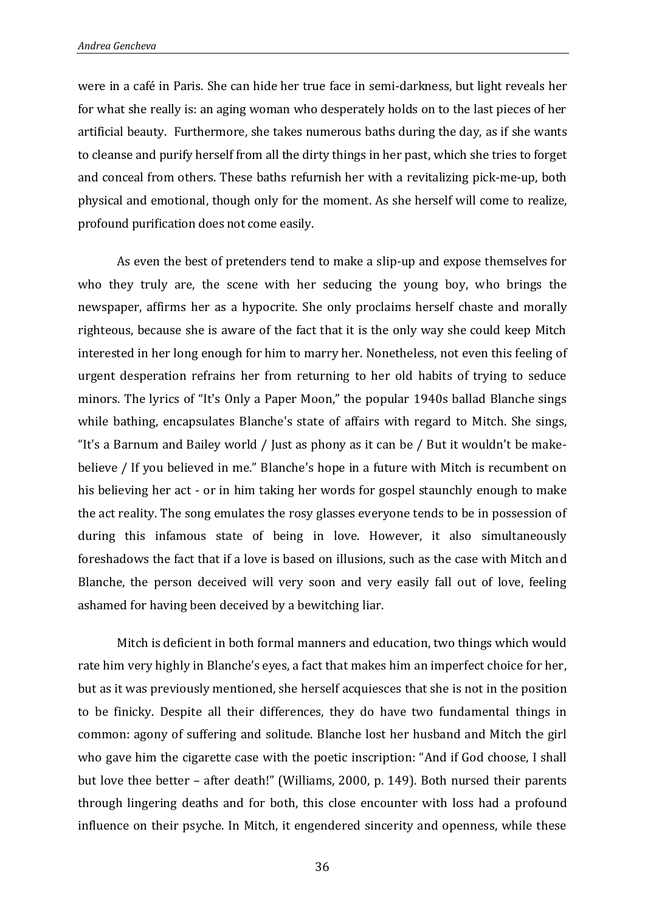were in a café in Paris. She can hide her true face in semi-darkness, but light reveals her for what she really is: an aging woman who desperately holds on to the last pieces of her artificial beauty. Furthermore, she takes numerous baths during the day, as if she wants to cleanse and purify herself from all the dirty things in her past, which she tries to forget and conceal from others. These baths refurnish her with a revitalizing pick-me-up, both physical and emotional, though only for the moment. As she herself will come to realize, profound purification does not come easily.

As even the best of pretenders tend to make a slip-up and expose themselves for who they truly are, the scene with her seducing the young boy, who brings the newspaper, affirms her as a hypocrite. She only proclaims herself chaste and morally righteous, because she is aware of the fact that it is the only way she could keep Mitch interested in her long enough for him to marry her. Nonetheless, not even this feeling of urgent desperation refrains her from returning to her old habits of trying to seduce minors. The lyrics of "It's Only a Paper Moon," the popular 1940s ballad Blanche sings while bathing, encapsulates Blanche's state of affairs with regard to Mitch. She sings, "It's a Barnum and Bailey world / Just as phony as it can be / But it wouldn't be make-believe / If you believed in me." Blanche's hope in a future with Mitch is recumbent on his believing her act - or in him taking her words for gospel staunchly enough to make the act reality. The song emulates the rosy glasses everyone tends to be in possession of during this infamous state of being in love. However, it also simultaneously foreshadows the fact that if a love is based on illusions, such as the case with Mitch and Blanche, the person deceived will very soon and very easily fall out of love, feeling ashamed for having been deceived by a bewitching liar.

Mitch is deficient in both formal manners and education, two things which would rate him very highly in Blanche's eyes, a fact that makes him an imperfect choice for her, but as it was previously mentioned, she herself acquiesces that she is not in the position to be finicky. Despite all their differences, they do have two fundamental things in common: agony of suffering and solitude. Blanche lost her husband and Mitch the girl who gave him the cigarette case with the poetic inscription: "And if God choose, I shall but love thee better – after death!" (Williams, 2000, p. 149). Both nursed their parents through lingering deaths and for both, this close encounter with loss had a profound influence on their psyche. In Mitch, it engendered sincerity and openness, while these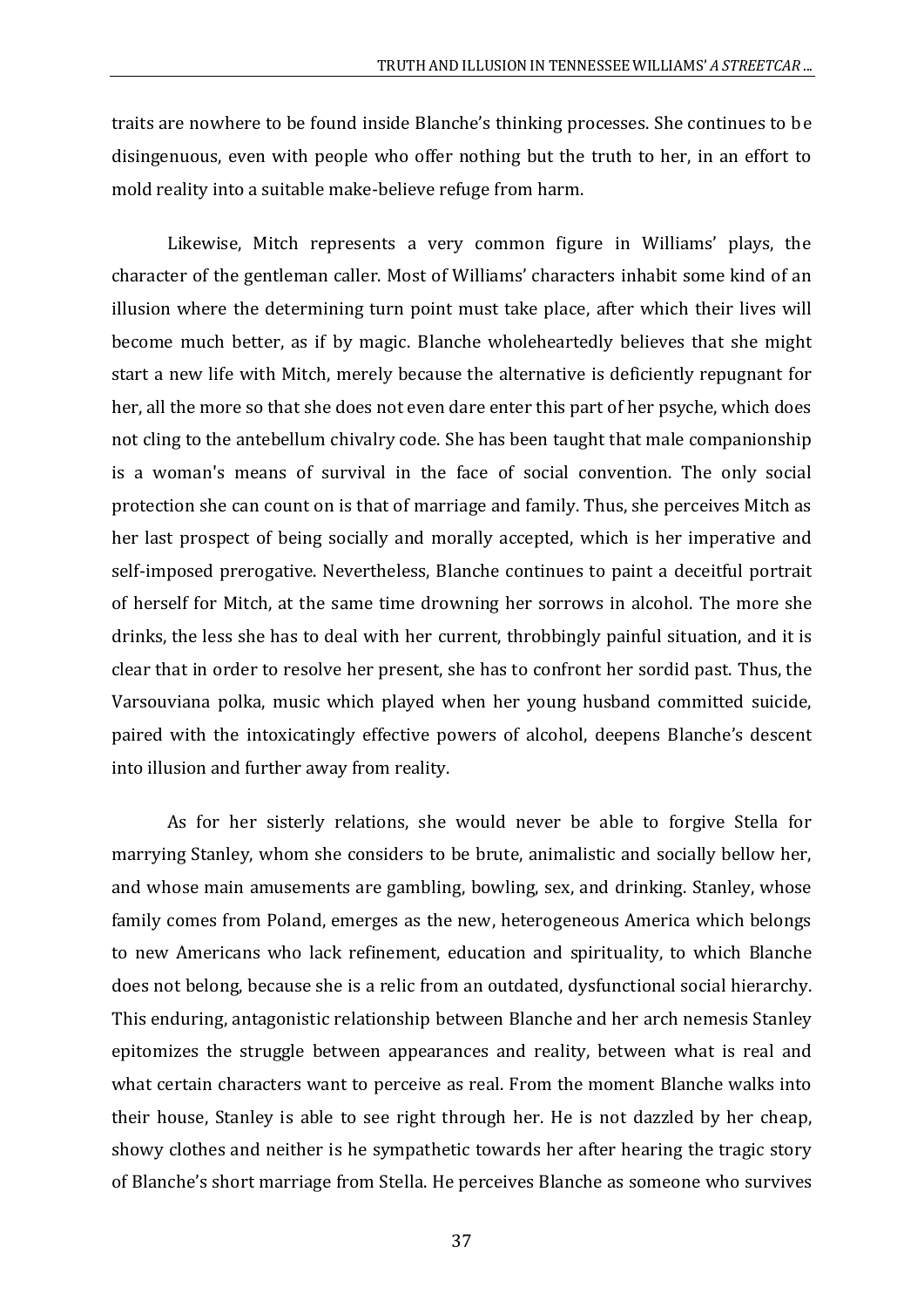traits are nowhere to be found inside Blanche's thinking processes. She continues to be disingenuous, even with people who offer nothing but the truth to her, in an effort to mold reality into a suitable make-believe refuge from harm.

Likewise, Mitch represents a very common figure in Williams' plays, the character of the gentleman caller. Most of Williams' characters inhabit some kind of an illusion where the determining turn point must take place, after which their lives will become much better, as if by magic. Blanche wholeheartedly believes that she might start a new life with Mitch, merely because the alternative is deficiently repugnant for her, all the more so that she does not even dare enter this part of her psyche, which does not cling to the antebellum chivalry code. She has been taught that male companionship is a woman's means of survival in the face of social convention. The only social protection she can count on is that of marriage and family. Thus, she perceives Mitch as her last prospect of being socially and morally accepted, which is her imperative and self-imposed prerogative. Nevertheless, Blanche continues to paint a deceitful portrait of herself for Mitch, at the same time drowning her sorrows in alcohol. The more she drinks, the less she has to deal with her current, throbbingly painful situation, and it is clear that in order to resolve her present, she has to confront her sordid past. Thus, the Varsouviana polka, music which played when her young husband committed suicide, paired with the intoxicatingly effective powers of alcohol, deepens Blanche's descent into illusion and further away from reality.

As for her sisterly relations, she would never be able to forgive Stella for marrying Stanley, whom she considers to be brute, animalistic and socially bellow her, and whose main amusements are gambling, bowling, sex, and drinking. Stanley, whose family comes from Poland, emerges as the new, heterogeneous America which belongs to new Americans who lack refinement, education and spirituality, to which Blanche does not belong, because she is a relic from an outdated, dysfunctional social hierarchy. This enduring, antagonistic relationship between Blanche and her arch nemesis Stanley epitomizes the struggle between appearances and reality, between what is real and what certain characters want to perceive as real. From the moment Blanche walks into their house, Stanley is able to see right through her. He is not dazzled by her cheap, showy clothes and neither is he sympathetic towards her after hearing the tragic story of Blanche's short marriage from Stella. He perceives Blanche as someone who survives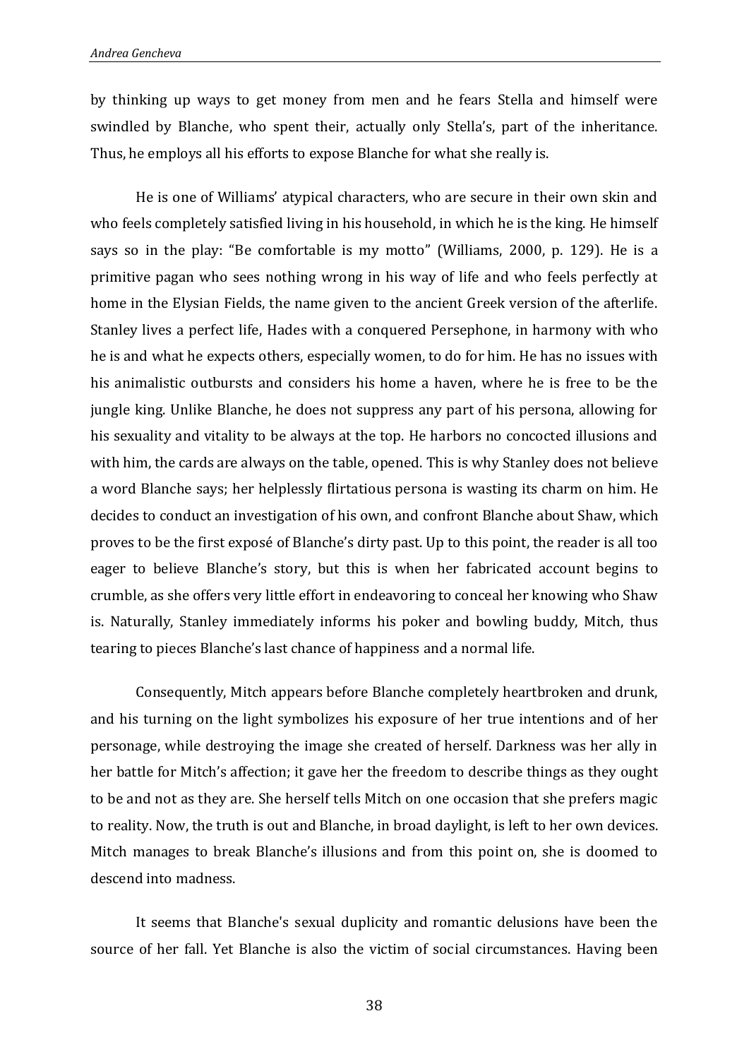by thinking up ways to get money from men and he fears Stella and himself were swindled by Blanche, who spent their, actually only Stella's, part of the inheritance. Thus, he employs all his efforts to expose Blanche for what she really is.

He is one of Williams' atypical characters, who are secure in their own skin and who feels completely satisfied living in his household, in which he is the king. He himself says so in the play: "Be comfortable is my motto" (Williams, 2000, p. 129). He is a primitive pagan who sees nothing wrong in his way of life and who feels perfectly at home in the Elysian Fields, the name given to the ancient Greek version of the afterlife. Stanley lives a perfect life, Hades with a conquered Persephone, in harmony with who he is and what he expects others, especially women, to do for him. He has no issues with his animalistic outbursts and considers his home a haven, where he is free to be the jungle king. Unlike Blanche, he does not suppress any part of his persona, allowing for his sexuality and vitality to be always at the top. He harbors no concocted illusions and with him, the cards are always on the table, opened. This is why Stanley does not believe a word Blanche says; her helplessly flirtatious persona is wasting its charm on him. He decides to conduct an investigation of his own, and confront Blanche about Shaw, which proves to be the first exposé of Blanche's dirty past. Up to this point, the reader is all too eager to believe Blanche's story, but this is when her fabricated account begins to crumble, as she offers very little effort in endeavoring to conceal her knowing who Shaw is. Naturally, Stanley immediately informs his poker and bowling buddy, Mitch, thus tearing to pieces Blanche's last chance of happiness and a normal life.

Consequently, Mitch appears before Blanche completely heartbroken and drunk, and his turning on the light symbolizes his exposure of her true intentions and of her personage, while destroying the image she created of herself. Darkness was her ally in her battle for Mitch's affection; it gave her the freedom to describe things as they ought to be and not as they are. She herself tells Mitch on one occasion that she prefers magic to reality. Now, the truth is out and Blanche, in broad daylight, is left to her own devices. Mitch manages to break Blanche's illusions and from this point on, she is doomed to descend into madness.

It seems that Blanche's sexual duplicity and romantic delusions have been the source of her fall. Yet Blanche is also the victim of social circumstances. Having been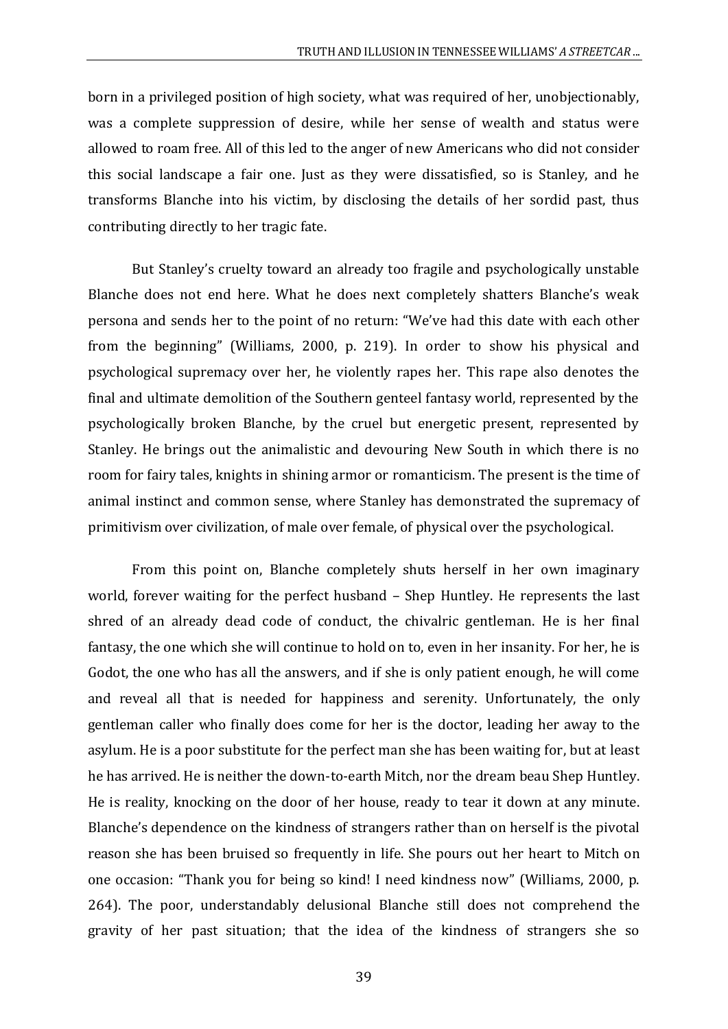born in a privileged position of high society, what was required of her, unobjectionably, was a complete suppression of desire, while her sense of wealth and status were allowed to roam free. All of this led to the anger of new Americans who did not consider this social landscape a fair one. Just as they were dissatisfied, so is Stanley, and he transforms Blanche into his victim, by disclosing the details of her sordid past, thus contributing directly to her tragic fate.

But Stanley's cruelty toward an already too fragile and psychologically unstable Blanche does not end here. What he does next completely shatters Blanche's weak persona and sends her to the point of no return: "We've had this date with each other from the beginning" (Williams, 2000, p. 219). In order to show his physical and psychological supremacy over her, he violently rapes her. This rape also denotes the final and ultimate demolition of the Southern genteel fantasy world, represented by the psychologically broken Blanche, by the cruel but energetic present, represented by Stanley. He brings out the animalistic and devouring New South in which there is no room for fairy tales, knights in shining armor or romanticism. The present is the time of animal instinct and common sense, where Stanley has demonstrated the supremacy of primitivism over civilization, of male over female, of physical over the psychological.

From this point on, Blanche completely shuts herself in her own imaginary world, forever waiting for the perfect husband – Shep Huntley. He represents the last shred of an already dead code of conduct, the chivalric gentleman. He is her final fantasy, the one which she will continue to hold on to, even in her insanity. For her, he is Godot, the one who has all the answers, and if she is only patient enough, he will come and reveal all that is needed for happiness and serenity. Unfortunately, the only gentleman caller who finally does come for her is the doctor, leading her away to the asylum. He is a poor substitute for the perfect man she has been waiting for, but at least he has arrived. He is neither the down-to-earth Mitch, nor the dream beau Shep Huntley. He is reality, knocking on the door of her house, ready to tear it down at any minute. Blanche's dependence on the kindness of strangers rather than on herself is the pivotal reason she has been bruised so frequently in life. She pours out her heart to Mitch on one occasion: "Thank you for being so kind! I need kindness now" (Williams, 2000, p. 264). The poor, understandably delusional Blanche still does not comprehend the gravity of her past situation; that the idea of the kindness of strangers she so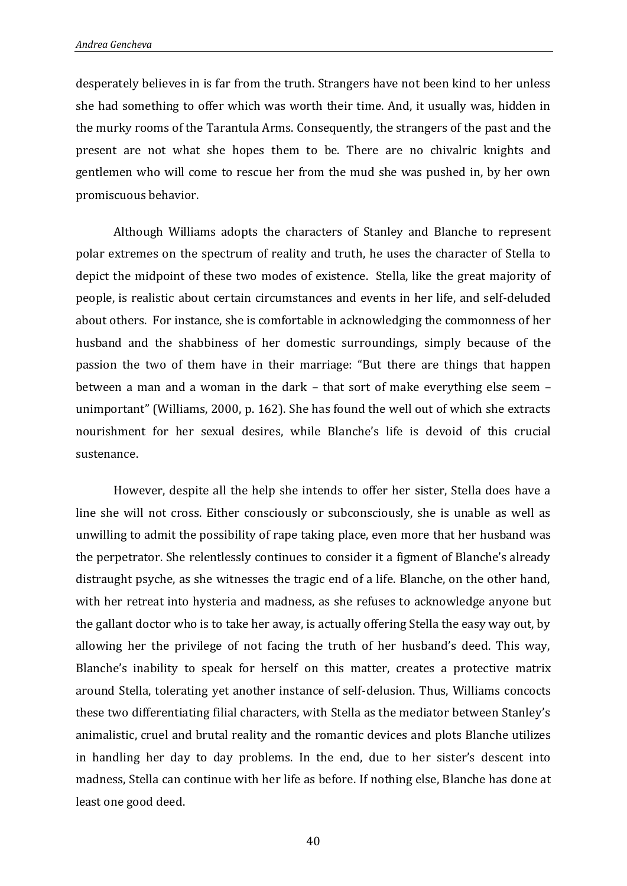desperately believes in is far from the truth. Strangers have not been kind to her unless she had something to offer which was worth their time. And, it usually was, hidden in the murky rooms of the Tarantula Arms. Consequently, the strangers of the past and the present are not what she hopes them to be. There are no chivalric knights and gentlemen who will come to rescue her from the mud she was pushed in, by her own promiscuous behavior.

Although Williams adopts the characters of Stanley and Blanche to represent polar extremes on the spectrum of reality and truth, he uses the character of Stella to depict the midpoint of these two modes of existence. Stella, like the great majority of people, is realistic about certain circumstances and events in her life, and self-deluded about others. For instance, she is comfortable in acknowledging the commonness of her husband and the shabbiness of her domestic surroundings, simply because of the passion the two of them have in their marriage: "But there are things that happen between a man and a woman in the dark – that sort of make everything else seem – unimportant" (Williams, 2000, p. 162). She has found the well out of which she extracts nourishment for her sexual desires, while Blanche's life is devoid of this crucial sustenance.

However, despite all the help she intends to offer her sister, Stella does have a line she will not cross. Either consciously or subconsciously, she is unable as well as unwilling to admit the possibility of rape taking place, even more that her husband was the perpetrator. She relentlessly continues to consider it a figment of Blanche's already distraught psyche, as she witnesses the tragic end of a life. Blanche, on the other hand, with her retreat into hysteria and madness, as she refuses to acknowledge anyone but the gallant doctor who is to take her away, is actually offering Stella the easy way out, by allowing her the privilege of not facing the truth of her husband's deed. This way, Blanche's inability to speak for herself on this matter, creates a protective matrix around Stella, tolerating yet another instance of self-delusion. Thus, Williams concocts these two differentiating filial characters, with Stella as the mediator between Stanley's animalistic, cruel and brutal reality and the romantic devices and plots Blanche utilizes in handling her day to day problems. In the end, due to her sister's descent into madness, Stella can continue with her life as before. If nothing else, Blanche has done at least one good deed.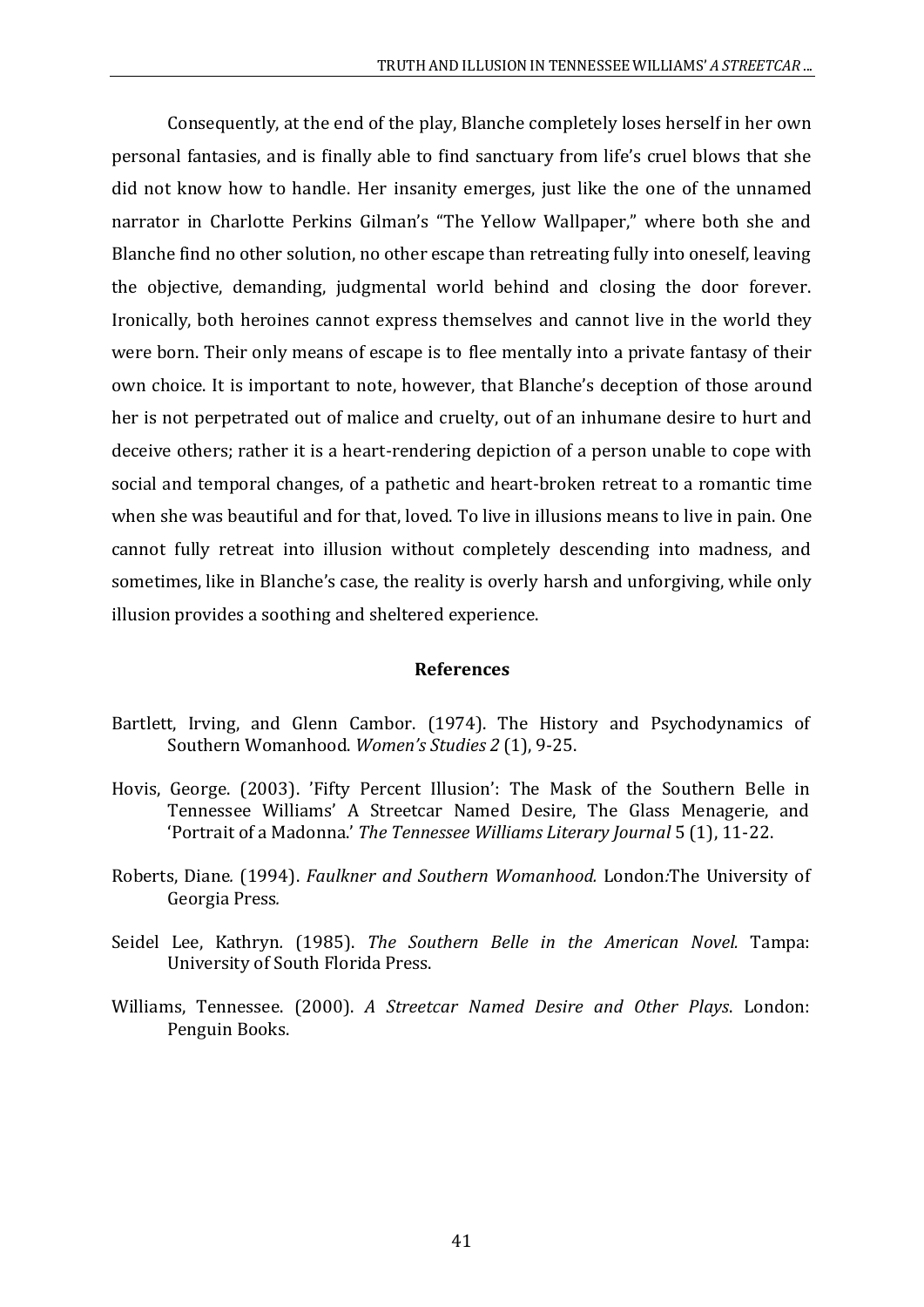Consequently, at the end of the play, Blanche completely loses herself in her own personal fantasies, and is finally able to find sanctuary from life's cruel blows that she did not know how to handle. Her insanity emerges, just like the one of the unnamed narrator in Charlotte Perkins Gilman's "The Yellow Wallpaper," where both she and Blanche find no other solution, no other escape than retreating fully into oneself, leaving the objective, demanding, judgmental world behind and closing the door forever. Ironically, both heroines cannot express themselves and cannot live in the world they were born. Their only means of escape is to flee mentally into a private fantasy of their own choice. It is important to note, however, that Blanche's deception of those around her is not perpetrated out of malice and cruelty, out of an inhumane desire to hurt and deceive others; rather it is a heart-rendering depiction of a person unable to cope with social and temporal changes, of a pathetic and heart-broken retreat to a romantic time when she was beautiful and for that, loved. To live in illusions means to live in pain. One cannot fully retreat into illusion without completely descending into madness, and sometimes, like in Blanche's case, the reality is overly harsh and unforgiving, while only illusion provides a soothing and sheltered experience.

## References

Bartlett, Irving, and Glenn Cambor. (1974). The History and Psychodynamics of Southern Womanhood. *Women's Studies 2* (1), 9-25.

Hovis, George. (2003). 'Fifty Percent Illusion': The Mask of the Southern Belle in Tennessee Williams' A Streetcar Named Desire, The Glass Menagerie, and 'Portrait of a Madonna.' *The Tennessee Williams Literary Journal* 5 (1), 11-22.

Roberts, Diane. (1994). *Faulkner and Southern Womanhood.* London:The University of Georgia Press.

Seidel Lee, Kathryn. (1985). *The Southern Belle in the American Novel.* Tampa: University of South Florida Press.

Williams, Tennessee. (2000). *A Streetcar Named Desire and Other Plays*. London: Penguin Books.